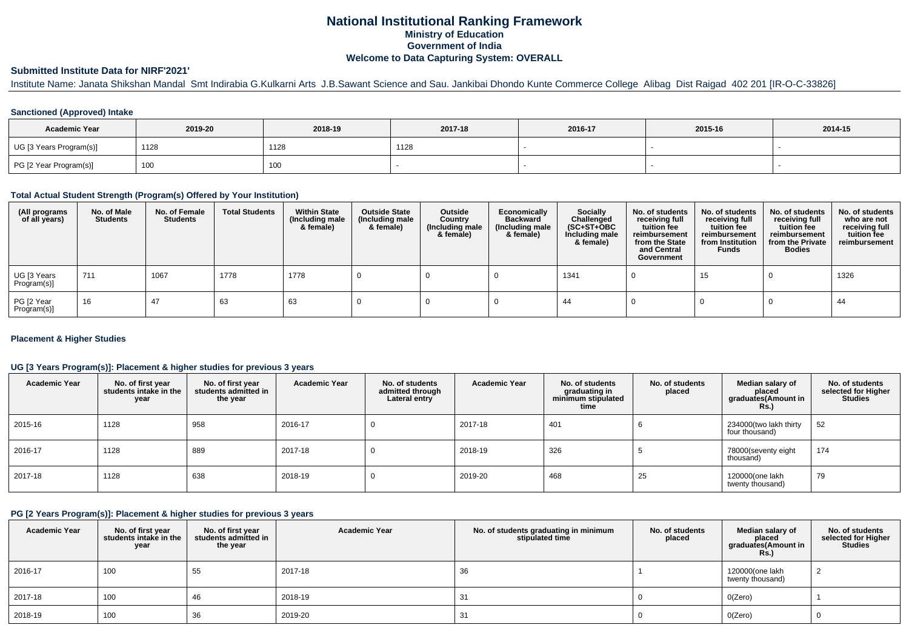# National Institutional Ranking Framework
## Ministry of Education
## Government of India
## Welcome to Data Capturing System: OVERALL

### Submitted Institute Data for NIRF'2021'

Institute Name: Janata Shikshan Mandal Smt Indirabia G.Kulkarni Arts J.B.Sawant Science and Sau. Jankibai Dhondo Kunte Commerce College Alibag Dist Raigad 402 201 [IR-O-C-33826]

#### Sanctioned (Approved) Intake

| Academic Year | 2019-20 | 2018-19 | 2017-18 | 2016-17 | 2015-16 | 2014-15 |
|---|---|---|---|---|---|---|
| UG [3 Years Program(s)] | 1128 | 1128 | 1128 | - | - | - |
| PG [2 Year Program(s)] | 100 | 100 | - | - | - | - |

#### Total Actual Student Strength (Program(s) Offered by Your Institution)

| (All programs of all years) | No. of Male Students | No. of Female Students | Total Students | Within State (Including male & female) | Outside State (Including male & female) | Outside Country (Including male & female) | Economically Backward (Including male & female) | Socially Challenged (SC+ST+OBC Including male & female) | No. of students receiving full tuition fee reimbursement from the State and Central Government | No. of students receiving full tuition fee reimbursement from Institution Funds | No. of students receiving full tuition fee reimbursement from the Private Bodies | No. of students who are not receiving full tuition fee reimbursement |
|---|---|---|---|---|---|---|---|---|---|---|---|---|
| UG [3 Years Program(s)] | 711 | 1067 | 1778 | 1778 | 0 | 0 | 0 | 1341 | 0 | 15 | 0 | 1326 |
| PG [2 Year Program(s)] | 16 | 47 | 63 | 63 | 0 | 0 | 0 | 44 | 0 | 0 | 0 | 44 |

#### Placement & Higher Studies

#### UG [3 Years Program(s)]: Placement & higher studies for previous 3 years

| Academic Year | No. of first year students intake in the year | No. of first year students admitted in the year | Academic Year | No. of students admitted through Lateral entry | Academic Year | No. of students graduating in minimum stipulated time | No. of students placed | Median salary of placed graduates(Amount in Rs.) | No. of students selected for Higher Studies |
|---|---|---|---|---|---|---|---|---|---|
| 2015-16 | 1128 | 958 | 2016-17 | 0 | 2017-18 | 401 | 6 | 234000(two lakh thirty four thousand) | 52 |
| 2016-17 | 1128 | 889 | 2017-18 | 0 | 2018-19 | 326 | 5 | 78000(seventy eight thousand) | 174 |
| 2017-18 | 1128 | 638 | 2018-19 | 0 | 2019-20 | 468 | 25 | 120000(one lakh twenty thousand) | 79 |

#### PG [2 Years Program(s)]: Placement & higher studies for previous 3 years

| Academic Year | No. of first year students intake in the year | No. of first year students admitted in the year | Academic Year | No. of students graduating in minimum stipulated time | No. of students placed | Median salary of placed graduates(Amount in Rs.) | No. of students selected for Higher Studies |
|---|---|---|---|---|---|---|---|
| 2016-17 | 100 | 55 | 2017-18 | 36 | 1 | 120000(one lakh twenty thousand) | 2 |
| 2017-18 | 100 | 46 | 2018-19 | 31 | 0 | 0(Zero) | 1 |
| 2018-19 | 100 | 36 | 2019-20 | 31 | 0 | 0(Zero) | 0 |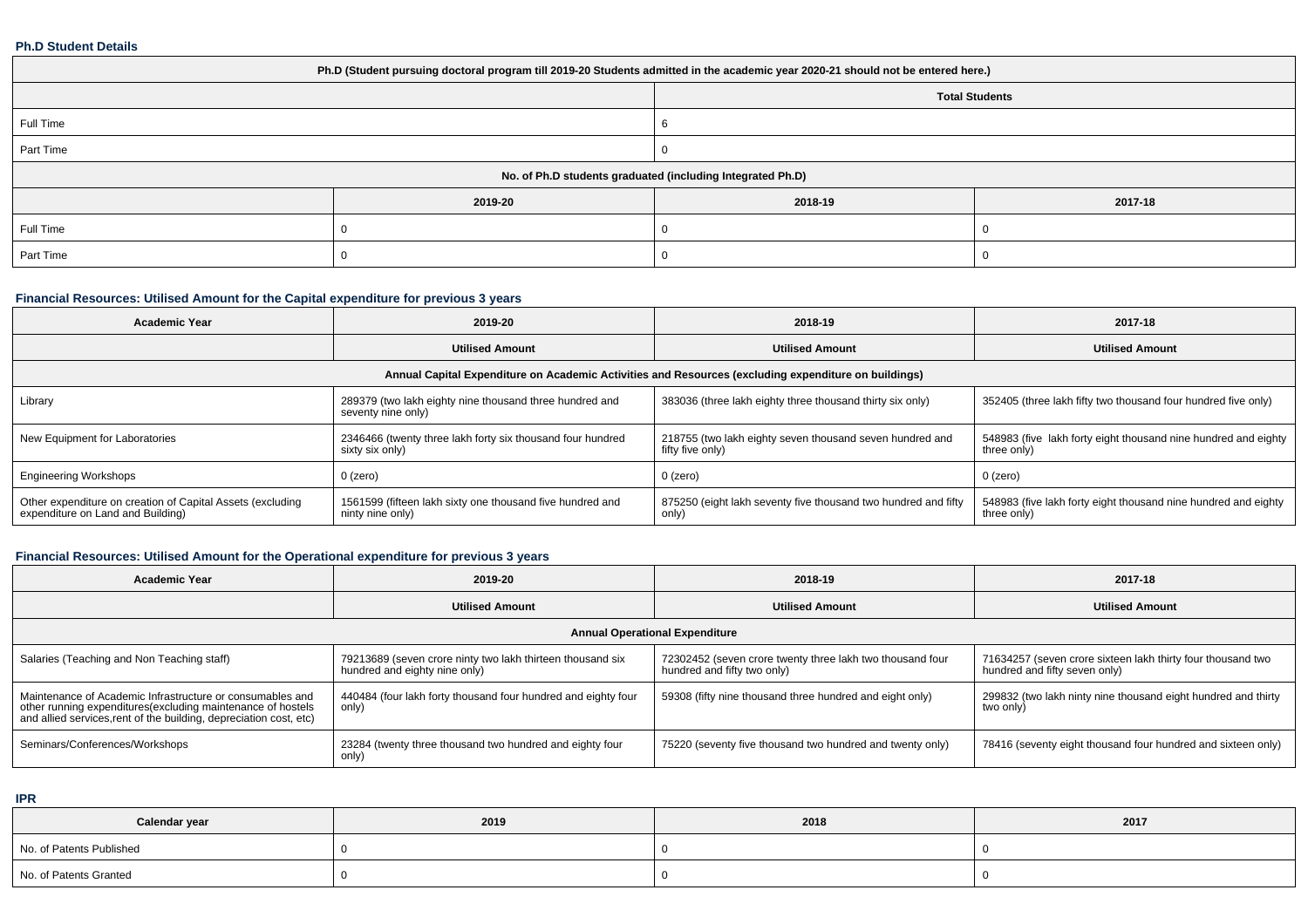**Ph.D Student Details**

| Ph.D (Student pursuing doctoral program till 2019-20 Students admitted in the academic year 2020-21 should not be entered here.) | | | |
|---|---|---|---|
| | | Total Students | |
| Full Time | | 6 | |
| Part Time | | 0 | |
| No. of Ph.D students graduated (including Integrated Ph.D) | | | |
| | 2019-20 | 2018-19 | 2017-18 |
| Full Time | 0 | 0 | 0 |
| Part Time | 0 | 0 | 0 |

**Financial Resources: Utilised Amount for the Capital expenditure for previous 3 years**

| Academic Year | 2019-20 | 2018-19 | 2017-18 |
|---|---|---|---|
| | Utilised Amount | Utilised Amount | Utilised Amount |
| Annual Capital Expenditure on Academic Activities and Resources (excluding expenditure on buildings) | | | |
| Library | 289379 (two lakh eighty nine thousand three hundred and seventy nine only) | 383036 (three lakh eighty three thousand thirty six only) | 352405 (three lakh fifty two thousand four hundred five only) |
| New Equipment for Laboratories | 2346466 (twenty three lakh forty six thousand four hundred sixty six only) | 218755 (two lakh eighty seven thousand seven hundred and fifty five only) | 548983 (five lakh forty eight thousand nine hundred and eighty three only) |
| Engineering Workshops | 0 (zero) | 0 (zero) | 0 (zero) |
| Other expenditure on creation of Capital Assets (excluding expenditure on Land and Building) | 1561599 (fifteen lakh sixty one thousand five hundred and ninty nine only) | 875250 (eight lakh seventy five thousand two hundred and fifty only) | 548983 (five lakh forty eight thousand nine hundred and eighty three only) |

**Financial Resources: Utilised Amount for the Operational expenditure for previous 3 years**

| Academic Year | 2019-20 | 2018-19 | 2017-18 |
|---|---|---|---|
| | Utilised Amount | Utilised Amount | Utilised Amount |
| Annual Operational Expenditure | | | |
| Salaries (Teaching and Non Teaching staff) | 79213689 (seven crore ninty two lakh thirteen thousand six hundred and eighty nine only) | 72302452 (seven crore twenty three lakh two thousand four hundred and fifty two only) | 71634257 (seven crore sixteen lakh thirty four thousand two hundred and fifty seven only) |
| Maintenance of Academic Infrastructure or consumables and other running expenditures(excluding maintenance of hostels and allied services,rent of the building, depreciation cost, etc) | 440484 (four lakh forty thousand four hundred and eighty four only) | 59308 (fifty nine thousand three hundred and eight only) | 299832 (two lakh ninty nine thousand eight hundred and thirty two only) |
| Seminars/Conferences/Workshops | 23284 (twenty three thousand two hundred and eighty four only) | 75220 (seventy five thousand two hundred and twenty only) | 78416 (seventy eight thousand four hundred and sixteen only) |

**IPR**

| Calendar year | 2019 | 2018 | 2017 |
|---|---|---|---|
| No. of Patents Published | 0 | 0 | 0 |
| No. of Patents Granted | 0 | 0 | 0 |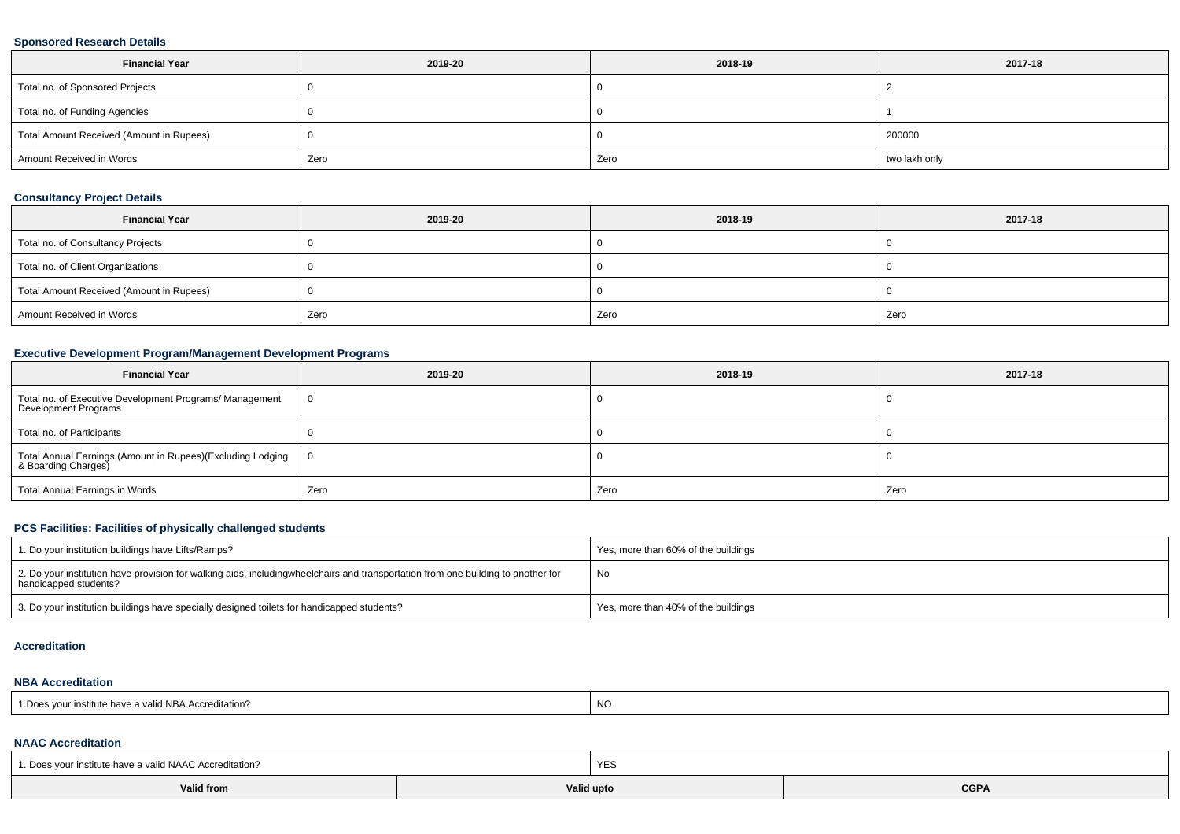### Sponsored Research Details

| Financial Year | 2019-20 | 2018-19 | 2017-18 |
|---|---|---|---|
| Total no. of Sponsored Projects | 0 | 0 | 2 |
| Total no. of Funding Agencies | 0 | 0 | 1 |
| Total Amount Received (Amount in Rupees) | 0 | 0 | 200000 |
| Amount Received in Words | Zero | Zero | two lakh only |

### Consultancy Project Details

| Financial Year | 2019-20 | 2018-19 | 2017-18 |
|---|---|---|---|
| Total no. of Consultancy Projects | 0 | 0 | 0 |
| Total no. of Client Organizations | 0 | 0 | 0 |
| Total Amount Received (Amount in Rupees) | 0 | 0 | 0 |
| Amount Received in Words | Zero | Zero | Zero |

### Executive Development Program/Management Development Programs

| Financial Year | 2019-20 | 2018-19 | 2017-18 |
|---|---|---|---|
| Total no. of Executive Development Programs/ Management Development Programs | 0 | 0 | 0 |
| Total no. of Participants | 0 | 0 | 0 |
| Total Annual Earnings (Amount in Rupees)(Excluding Lodging & Boarding Charges) | 0 | 0 | 0 |
| Total Annual Earnings in Words | Zero | Zero | Zero |

### PCS Facilities: Facilities of physically challenged students

| | |
|---|---|
| 1. Do your institution buildings have Lifts/Ramps? | Yes, more than 60% of the buildings |
| 2. Do your institution have provision for walking aids, includingwheelchairs and transportation from one building to another for handicapped students? | No |
| 3. Do your institution buildings have specially designed toilets for handicapped students? | Yes, more than 40% of the buildings |

### Accreditation

#### NBA Accreditation

| | |
|---|---|
| 1.Does your institute have a valid NBA Accreditation? | NO |

#### NAAC Accreditation

| | |
|---|---|
| 1. Does your institute have a valid NAAC Accreditation? | YES |

| Valid from | Valid upto | CGPA |
|---|---|---|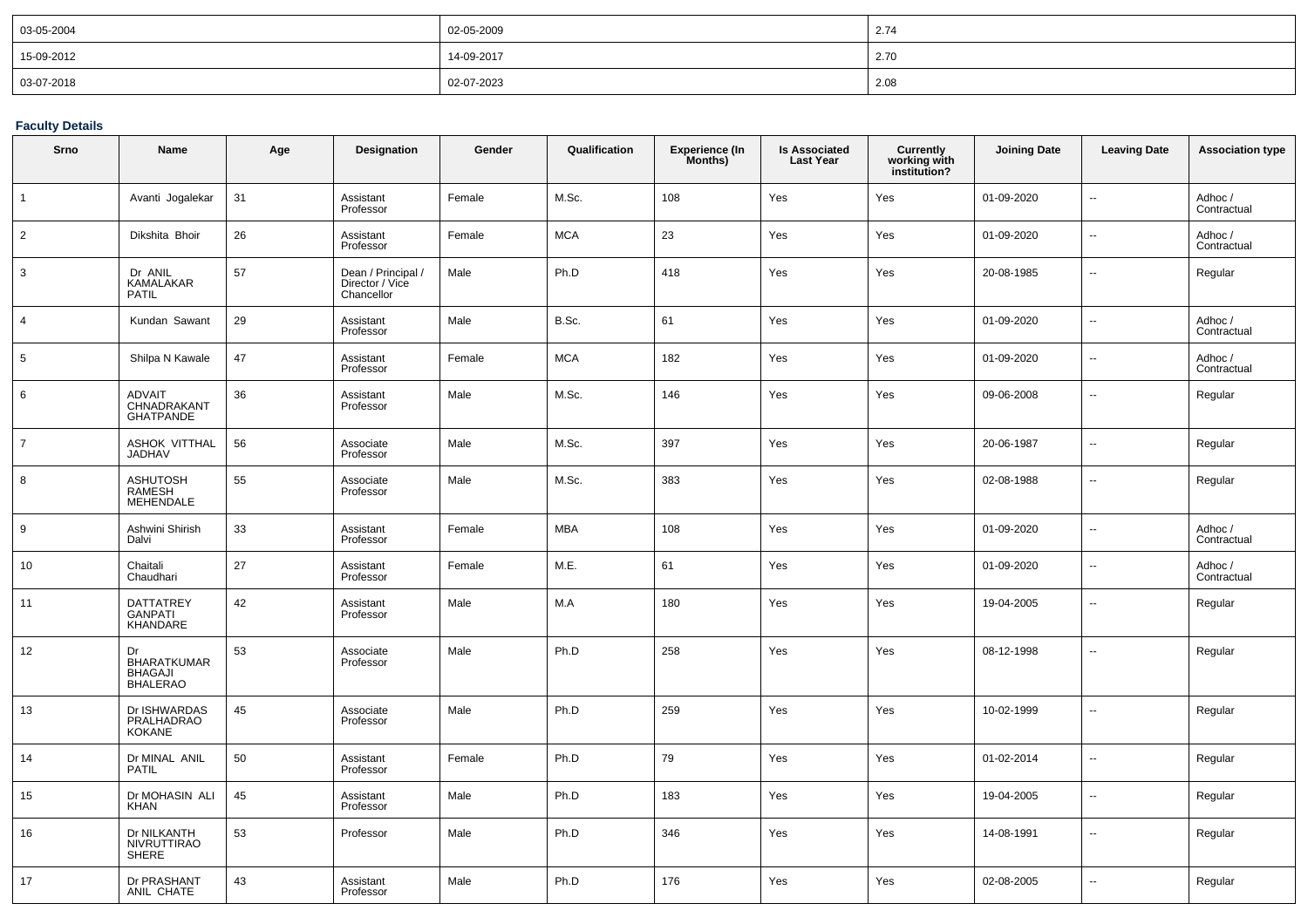| | | |
|---|---|---|
| 03-05-2004 | 02-05-2009 | 2.74 |
| 15-09-2012 | 14-09-2017 | 2.70 |
| 03-07-2018 | 02-07-2023 | 2.08 |

**Faculty Details**

| Srno | Name | Age | Designation | Gender | Qualification | Experience (In Months) | Is Associated Last Year | Currently working with institution? | Joining Date | Leaving Date | Association type |
|---|---|---|---|---|---|---|---|---|---|---|---|
| 1 | Avanti Jogalekar | 31 | Assistant Professor | Female | M.Sc. | 108 | Yes | Yes | 01-09-2020 | -- | Adhoc / Contractual |
| 2 | Dikshita Bhoir | 26 | Assistant Professor | Female | MCA | 23 | Yes | Yes | 01-09-2020 | -- | Adhoc / Contractual |
| 3 | Dr ANIL KAMALAKAR PATIL | 57 | Dean / Principal / Director / Vice Chancellor | Male | Ph.D | 418 | Yes | Yes | 20-08-1985 | -- | Regular |
| 4 | Kundan Sawant | 29 | Assistant Professor | Male | B.Sc. | 61 | Yes | Yes | 01-09-2020 | -- | Adhoc / Contractual |
| 5 | Shilpa N Kawale | 47 | Assistant Professor | Female | MCA | 182 | Yes | Yes | 01-09-2020 | -- | Adhoc / Contractual |
| 6 | ADVAIT CHNADRAKANT GHATPANDE | 36 | Assistant Professor | Male | M.Sc. | 146 | Yes | Yes | 09-06-2008 | -- | Regular |
| 7 | ASHOK VITTHAL JADHAV | 56 | Associate Professor | Male | M.Sc. | 397 | Yes | Yes | 20-06-1987 | -- | Regular |
| 8 | ASHUTOSH RAMESH MEHENDALE | 55 | Associate Professor | Male | M.Sc. | 383 | Yes | Yes | 02-08-1988 | -- | Regular |
| 9 | Ashwini Shirish Dalvi | 33 | Assistant Professor | Female | MBA | 108 | Yes | Yes | 01-09-2020 | -- | Adhoc / Contractual |
| 10 | Chaitali Chaudhari | 27 | Assistant Professor | Female | M.E. | 61 | Yes | Yes | 01-09-2020 | -- | Adhoc / Contractual |
| 11 | DATTATREY GANPATI KHANDARE | 42 | Assistant Professor | Male | M.A | 180 | Yes | Yes | 19-04-2005 | -- | Regular |
| 12 | Dr BHARATKUMAR BHAGAJI BHALERAO | 53 | Associate Professor | Male | Ph.D | 258 | Yes | Yes | 08-12-1998 | -- | Regular |
| 13 | Dr ISHWARDAS PRALHADRAO KOKANE | 45 | Associate Professor | Male | Ph.D | 259 | Yes | Yes | 10-02-1999 | -- | Regular |
| 14 | Dr MINAL ANIL PATIL | 50 | Assistant Professor | Female | Ph.D | 79 | Yes | Yes | 01-02-2014 | -- | Regular |
| 15 | Dr MOHASIN ALI KHAN | 45 | Assistant Professor | Male | Ph.D | 183 | Yes | Yes | 19-04-2005 | -- | Regular |
| 16 | Dr NILKANTH NIVRUTTIRAO SHERE | 53 | Professor | Male | Ph.D | 346 | Yes | Yes | 14-08-1991 | -- | Regular |
| 17 | Dr PRASHANT ANIL CHATE | 43 | Assistant Professor | Male | Ph.D | 176 | Yes | Yes | 02-08-2005 | -- | Regular |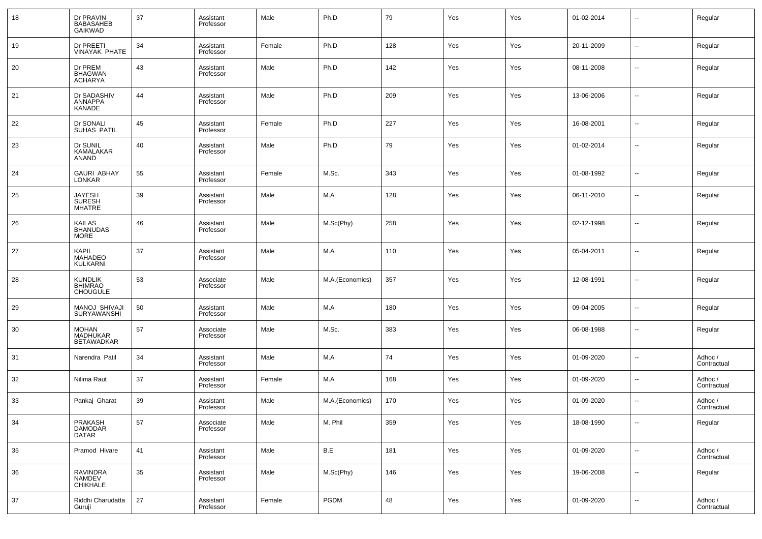| | | | | | | | | | | | |
|---|---|---|---|---|---|---|---|---|---|---|---|
| 18 | Dr PRAVIN BABASAHEB GAIKWAD | 37 | Assistant Professor | Male | Ph.D | 79 | Yes | Yes | 01-02-2014 | -- | Regular |
| 19 | Dr PREETI VINAYAK PHATE | 34 | Assistant Professor | Female | Ph.D | 128 | Yes | Yes | 20-11-2009 | -- | Regular |
| 20 | Dr PREM BHAGWAN ACHARYA | 43 | Assistant Professor | Male | Ph.D | 142 | Yes | Yes | 08-11-2008 | -- | Regular |
| 21 | Dr SADASHIV ANNAPPA KANADE | 44 | Assistant Professor | Male | Ph.D | 209 | Yes | Yes | 13-06-2006 | -- | Regular |
| 22 | Dr SONALI SUHAS PATIL | 45 | Assistant Professor | Female | Ph.D | 227 | Yes | Yes | 16-08-2001 | -- | Regular |
| 23 | Dr SUNIL KAMALAKAR ANAND | 40 | Assistant Professor | Male | Ph.D | 79 | Yes | Yes | 01-02-2014 | -- | Regular |
| 24 | GAURI ABHAY LONKAR | 55 | Assistant Professor | Female | M.Sc. | 343 | Yes | Yes | 01-08-1992 | -- | Regular |
| 25 | JAYESH SURESH MHATRE | 39 | Assistant Professor | Male | M.A | 128 | Yes | Yes | 06-11-2010 | -- | Regular |
| 26 | KAILAS BHANUDAS MORE | 46 | Assistant Professor | Male | M.Sc(Phy) | 258 | Yes | Yes | 02-12-1998 | -- | Regular |
| 27 | KAPIL MAHADEO KULKARNI | 37 | Assistant Professor | Male | M.A | 110 | Yes | Yes | 05-04-2011 | -- | Regular |
| 28 | KUNDLIK BHIMRAO CHOUGULE | 53 | Associate Professor | Male | M.A.(Economics) | 357 | Yes | Yes | 12-08-1991 | -- | Regular |
| 29 | MANOJ SHIVAJI SURYAWANSHI | 50 | Assistant Professor | Male | M.A | 180 | Yes | Yes | 09-04-2005 | -- | Regular |
| 30 | MOHAN MADHUKAR BETAWADKAR | 57 | Associate Professor | Male | M.Sc. | 383 | Yes | Yes | 06-08-1988 | -- | Regular |
| 31 | Narendra Patil | 34 | Assistant Professor | Male | M.A | 74 | Yes | Yes | 01-09-2020 | -- | Adhoc / Contractual |
| 32 | Nilima Raut | 37 | Assistant Professor | Female | M.A | 168 | Yes | Yes | 01-09-2020 | -- | Adhoc / Contractual |
| 33 | Pankaj Gharat | 39 | Assistant Professor | Male | M.A.(Economics) | 170 | Yes | Yes | 01-09-2020 | -- | Adhoc / Contractual |
| 34 | PRAKASH DAMODAR DATAR | 57 | Associate Professor | Male | M. Phil | 359 | Yes | Yes | 18-08-1990 | -- | Regular |
| 35 | Pramod Hivare | 41 | Assistant Professor | Male | B.E | 181 | Yes | Yes | 01-09-2020 | -- | Adhoc / Contractual |
| 36 | RAVINDRA NAMDEV CHIKHALE | 35 | Assistant Professor | Male | M.Sc(Phy) | 146 | Yes | Yes | 19-06-2008 | -- | Regular |
| 37 | Riddhi Charudatta Guruji | 27 | Assistant Professor | Female | PGDM | 48 | Yes | Yes | 01-09-2020 | -- | Adhoc / Contractual |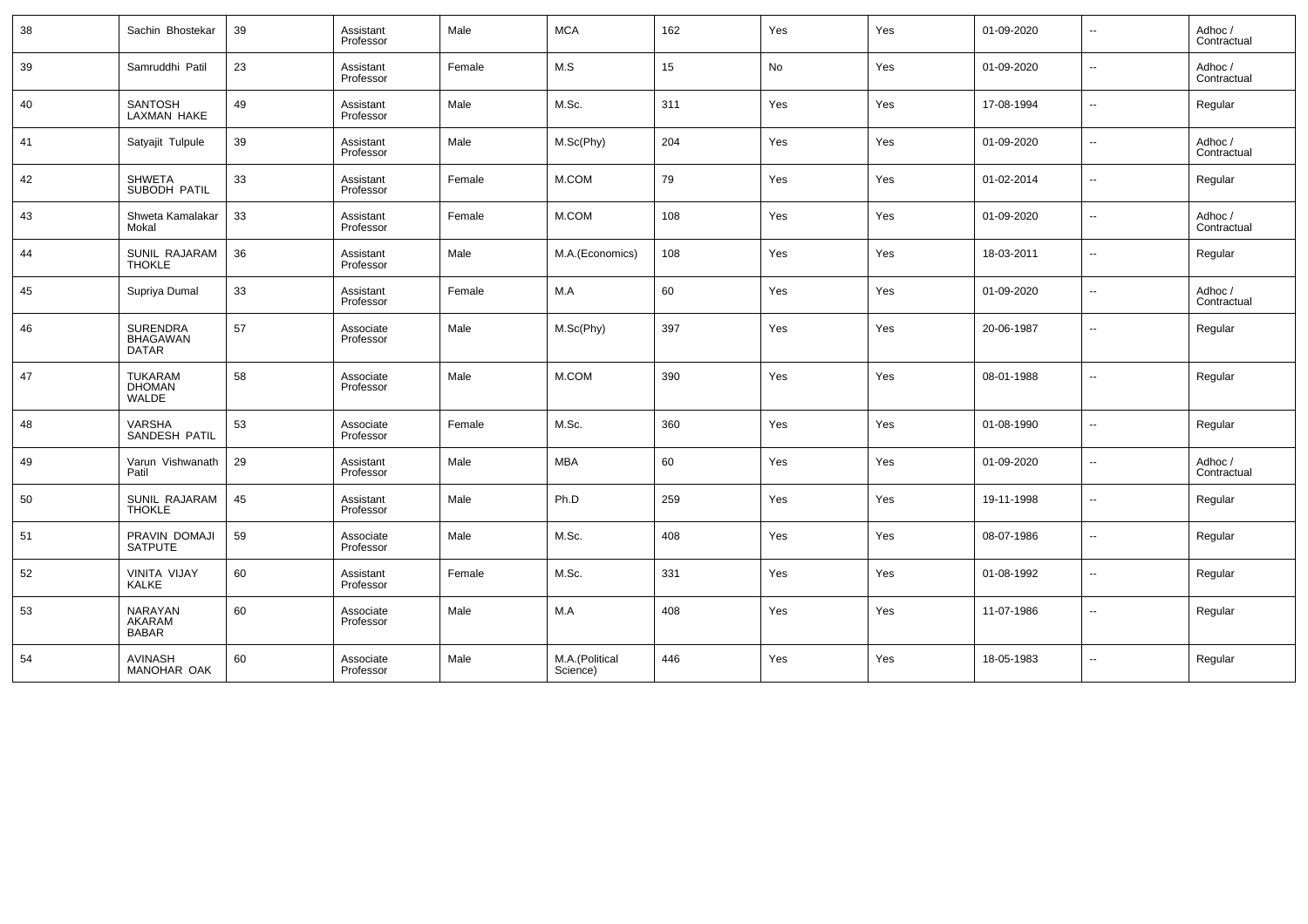| | | | | | | | | | | |
|---|---|---|---|---|---|---|---|---|---|---|
| 38 | Sachin Bhostekar | 39 | Assistant Professor | Male | MCA | 162 | Yes | Yes | 01-09-2020 | -- | Adhoc / Contractual |
| 39 | Samruddhi Patil | 23 | Assistant Professor | Female | M.S | 15 | No | Yes | 01-09-2020 | -- | Adhoc / Contractual |
| 40 | SANTOSH LAXMAN HAKE | 49 | Assistant Professor | Male | M.Sc. | 311 | Yes | Yes | 17-08-1994 | -- | Regular |
| 41 | Satyajit Tulpule | 39 | Assistant Professor | Male | M.Sc(Phy) | 204 | Yes | Yes | 01-09-2020 | -- | Adhoc / Contractual |
| 42 | SHWETA SUBODH PATIL | 33 | Assistant Professor | Female | M.COM | 79 | Yes | Yes | 01-02-2014 | -- | Regular |
| 43 | Shweta Kamalakar Mokal | 33 | Assistant Professor | Female | M.COM | 108 | Yes | Yes | 01-09-2020 | -- | Adhoc / Contractual |
| 44 | SUNIL RAJARAM THOKLE | 36 | Assistant Professor | Male | M.A.(Economics) | 108 | Yes | Yes | 18-03-2011 | -- | Regular |
| 45 | Supriya Dumal | 33 | Assistant Professor | Female | M.A | 60 | Yes | Yes | 01-09-2020 | -- | Adhoc / Contractual |
| 46 | SURENDRA BHAGAWAN DATAR | 57 | Associate Professor | Male | M.Sc(Phy) | 397 | Yes | Yes | 20-06-1987 | -- | Regular |
| 47 | TUKARAM DHOMAN WALDE | 58 | Associate Professor | Male | M.COM | 390 | Yes | Yes | 08-01-1988 | -- | Regular |
| 48 | VARSHA SANDESH PATIL | 53 | Associate Professor | Female | M.Sc. | 360 | Yes | Yes | 01-08-1990 | -- | Regular |
| 49 | Varun Vishwanath Patil | 29 | Assistant Professor | Male | MBA | 60 | Yes | Yes | 01-09-2020 | -- | Adhoc / Contractual |
| 50 | SUNIL RAJARAM THOKLE | 45 | Assistant Professor | Male | Ph.D | 259 | Yes | Yes | 19-11-1998 | -- | Regular |
| 51 | PRAVIN DOMAJI SATPUTE | 59 | Associate Professor | Male | M.Sc. | 408 | Yes | Yes | 08-07-1986 | -- | Regular |
| 52 | VINITA VIJAY KALKE | 60 | Assistant Professor | Female | M.Sc. | 331 | Yes | Yes | 01-08-1992 | -- | Regular |
| 53 | NARAYAN AKARAM BABAR | 60 | Associate Professor | Male | M.A | 408 | Yes | Yes | 11-07-1986 | -- | Regular |
| 54 | AVINASH MANOHAR OAK | 60 | Associate Professor | Male | M.A.(Political Science) | 446 | Yes | Yes | 18-05-1983 | -- | Regular |